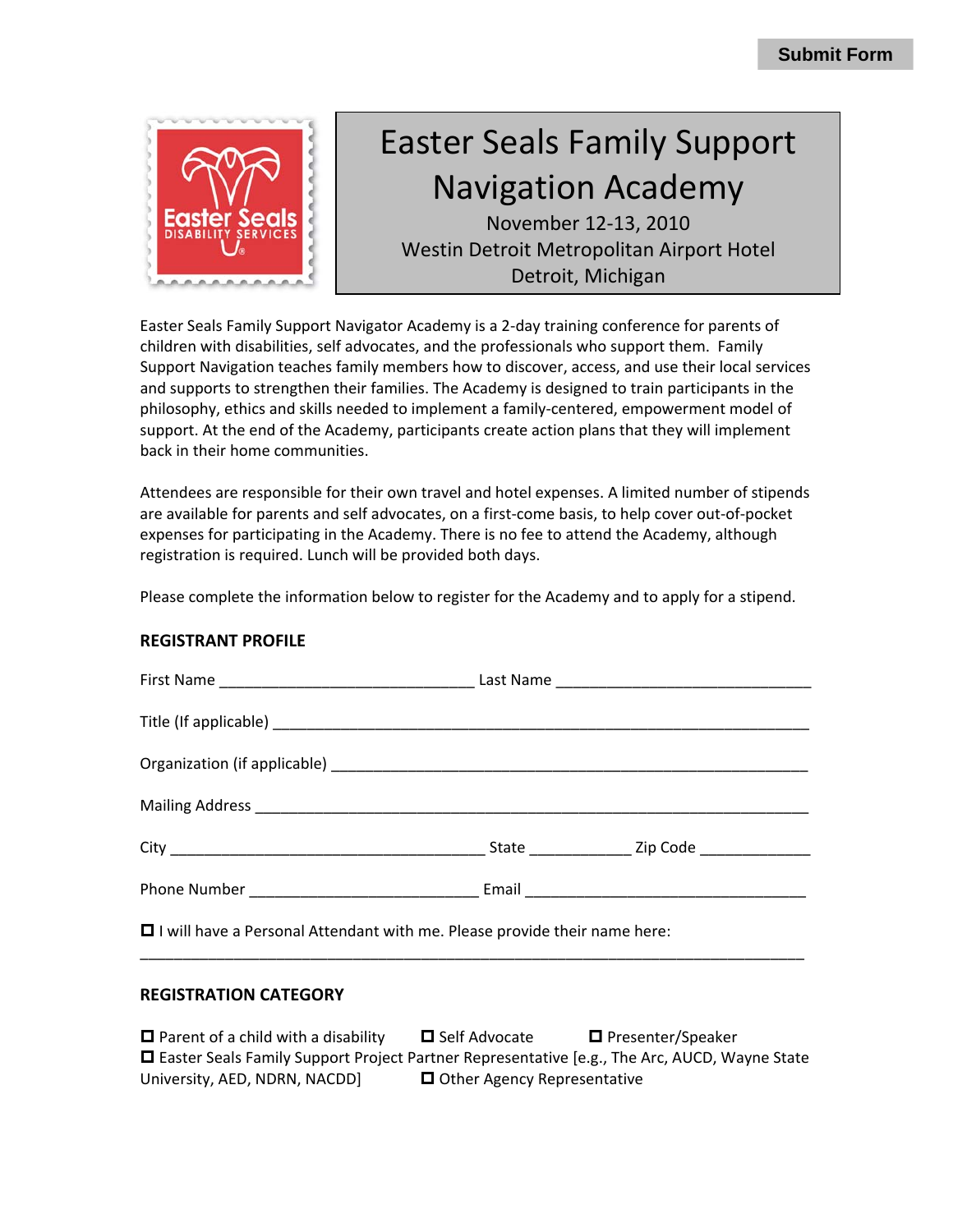Submit Form

# Easter Seals Family Support Navigation Academy

November 12-13, 2010
Westin Detroit Metropolitan Airport Hotel
Detroit, Michigan

Easter Seals Family Support Navigator Academy is a 2-day training conference for parents of children with disabilities, self advocates, and the professionals who support them. Family Support Navigation teaches family members how to discover, access, and use their local services and supports to strengthen their families. The Academy is designed to train participants in the philosophy, ethics and skills needed to implement a family-centered, empowerment model of support. At the end of the Academy, participants create action plans that they will implement back in their home communities.

Attendees are responsible for their own travel and hotel expenses. A limited number of stipends are available for parents and self advocates, on a first-come basis, to help cover out-of-pocket expenses for participating in the Academy. There is no fee to attend the Academy, although registration is required. Lunch will be provided both days.

Please complete the information below to register for the Academy and to apply for a stipend.

## REGISTRANT PROFILE

First Name ______________________________ Last Name ______________________________

Title (If applicable) ______________________________________________________________

Organization (if applicable) _________________________________________________________

Mailing Address _________________________________________________________________

City ____________________________________ State ____________ Zip Code _____________

Phone Number ___________________________ Email _________________________________

☐ I will have a Personal Attendant with me. Please provide their name here:

_____________________________________________________________________________

## REGISTRATION CATEGORY

☐ Parent of a child with a disability ☐ Self Advocate ☐ Presenter/Speaker
☐ Easter Seals Family Support Project Partner Representative [e.g., The Arc, AUCD, Wayne State University, AED, NDRN, NACDD] ☐ Other Agency Representative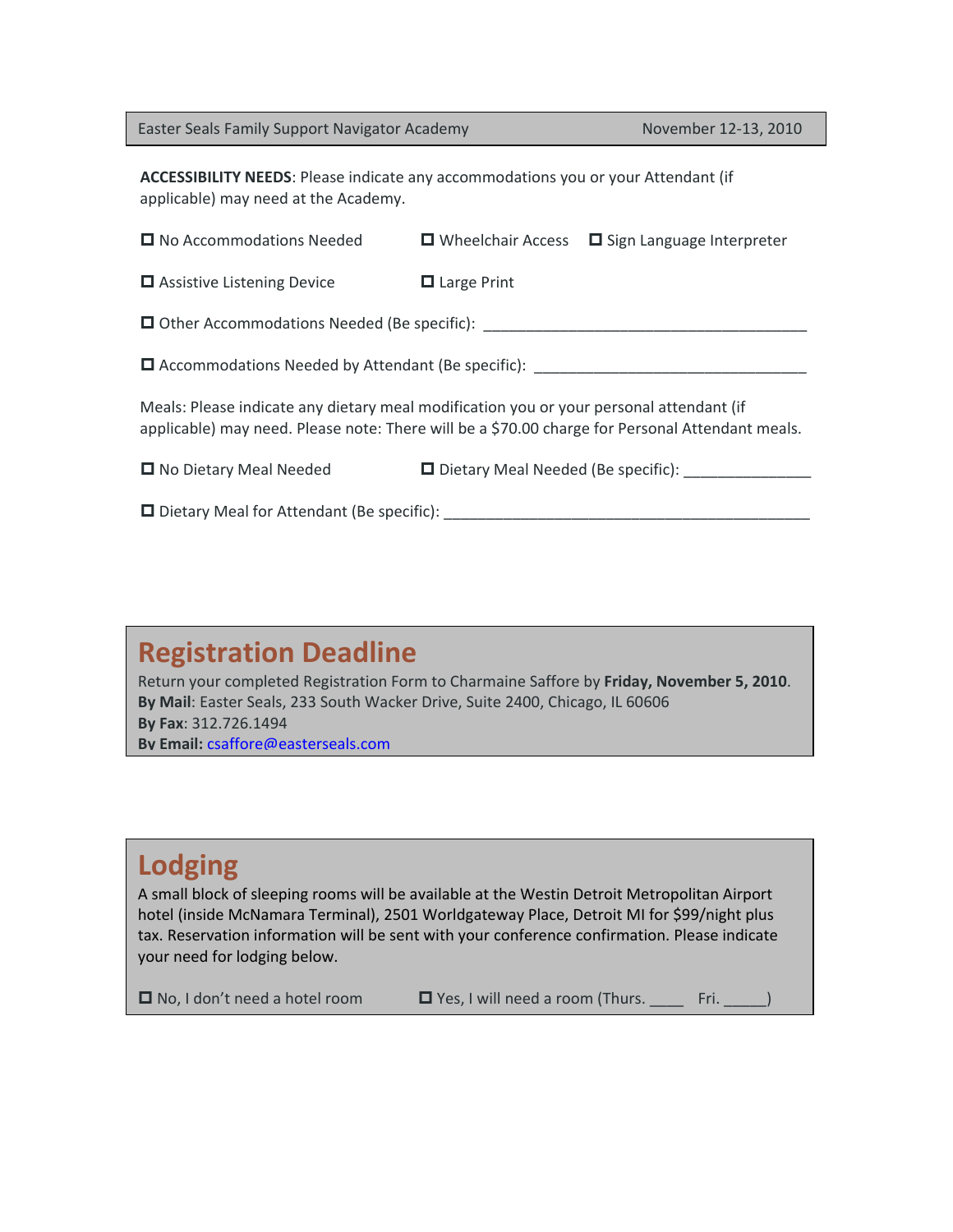Easter Seals Family Support Navigator Academy November 12-13, 2010

**ACCESSIBILITY NEEDS**: Please indicate any accommodations you or your Attendant (if applicable) may need at the Academy.

☐ No Accommodations Needed ☐ Wheelchair Access ☐ Sign Language Interpreter

☐ Assistive Listening Device ☐ Large Print

☐ Other Accommodations Needed (Be specific): ________________________________________

☐ Accommodations Needed by Attendant (Be specific): __________________________________

Meals: Please indicate any dietary meal modification you or your personal attendant (if applicable) may need. Please note: There will be a $70.00 charge for Personal Attendant meals.

☐ No Dietary Meal Needed ☐ Dietary Meal Needed (Be specific): _______________

☐ Dietary Meal for Attendant (Be specific): ______________________________________________

## Registration Deadline

Return your completed Registration Form to Charmaine Saffore by **Friday, November 5, 2010**.
**By Mail**: Easter Seals, 233 South Wacker Drive, Suite 2400, Chicago, IL 60606
**By Fax**: 312.726.1494
**By Email:** csaffore@easterseals.com

## Lodging

A small block of sleeping rooms will be available at the Westin Detroit Metropolitan Airport hotel (inside McNamara Terminal), 2501 Worldgateway Place, Detroit MI for $99/night plus tax. Reservation information will be sent with your conference confirmation. Please indicate your need for lodging below.

☐ No, I don't need a hotel room ☐ Yes, I will need a room (Thurs. ____ Fri. _____)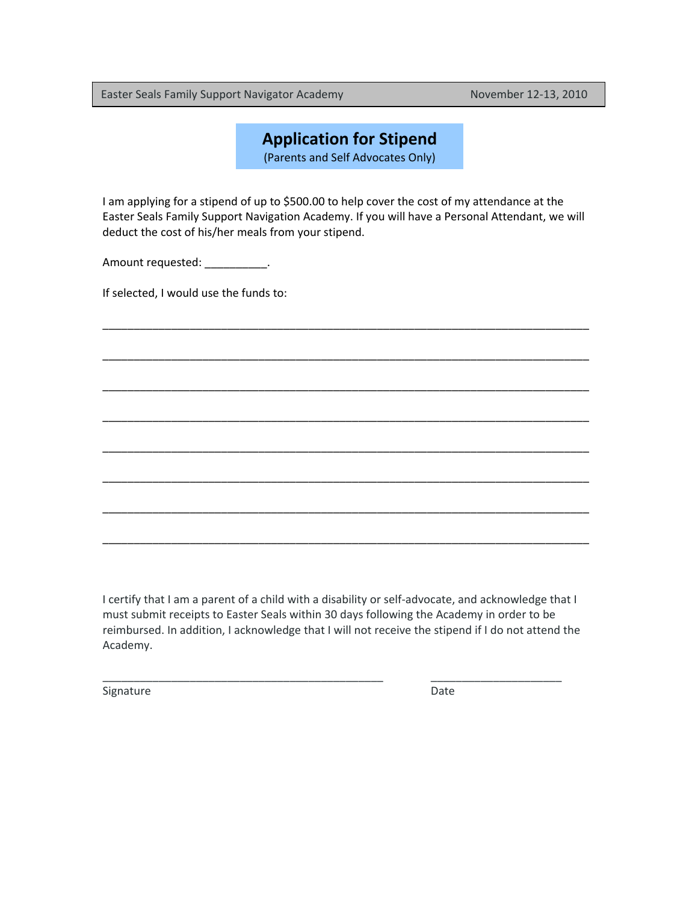## Application for Stipend

(Parents and Self Advocates Only)

I am applying for a stipend of up to $500.00 to help cover the cost of my attendance at the Easter Seals Family Support Navigation Academy. If you will have a Personal Attendant, we will deduct the cost of his/her meals from your stipend.

Amount requested: __________.

If selected, I would use the funds to:

______________________________________________________________________________

______________________________________________________________________________

______________________________________________________________________________

______________________________________________________________________________

______________________________________________________________________________

______________________________________________________________________________

______________________________________________________________________________

______________________________________________________________________________

I certify that I am a parent of a child with a disability or self-advocate, and acknowledge that I must submit receipts to Easter Seals within 30 days following the Academy in order to be reimbursed. In addition, I acknowledge that I will not receive the stipend if I do not attend the Academy.

_____________________________________________ _____________________

Signature Date